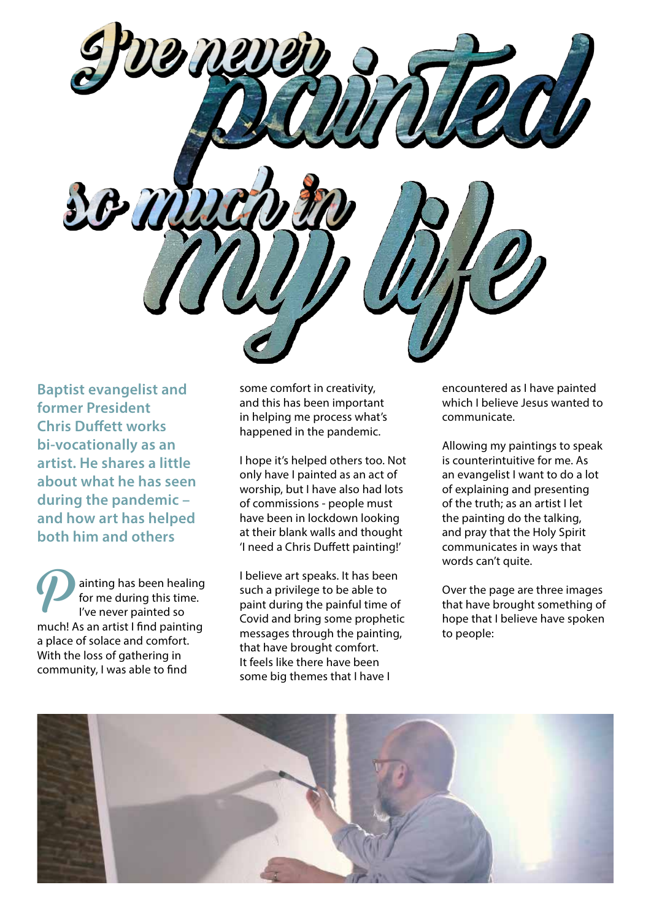# I've never painted so much in my life

**Baptist evangelist and former President Chris Duffett works bi-vocationally as an artist. He shares a little about what he has seen during the pandemic – and how art has helped both him and others**

Painting has been healing for me during this time. I've never painted so much! As an artist I find painting a place of solace and comfort. With the loss of gathering in community, I was able to find some comfort in creativity, and this has been important in helping me process what's happened in the pandemic.

I hope it's helped others too. Not only have I painted as an act of worship, but I have also had lots of commissions - people must have been in lockdown looking at their blank walls and thought 'I need a Chris Duffett painting!'

I believe art speaks. It has been such a privilege to be able to paint during the painful time of Covid and bring some prophetic messages through the painting, that have brought comfort. It feels like there have been some big themes that I have I encountered as I have painted which I believe Jesus wanted to communicate.

Allowing my paintings to speak is counterintuitive for me. As an evangelist I want to do a lot of explaining and presenting of the truth; as an artist I let the painting do the talking, and pray that the Holy Spirit communicates in ways that words can't quite.

Over the page are three images that have brought something of hope that I believe have spoken to people: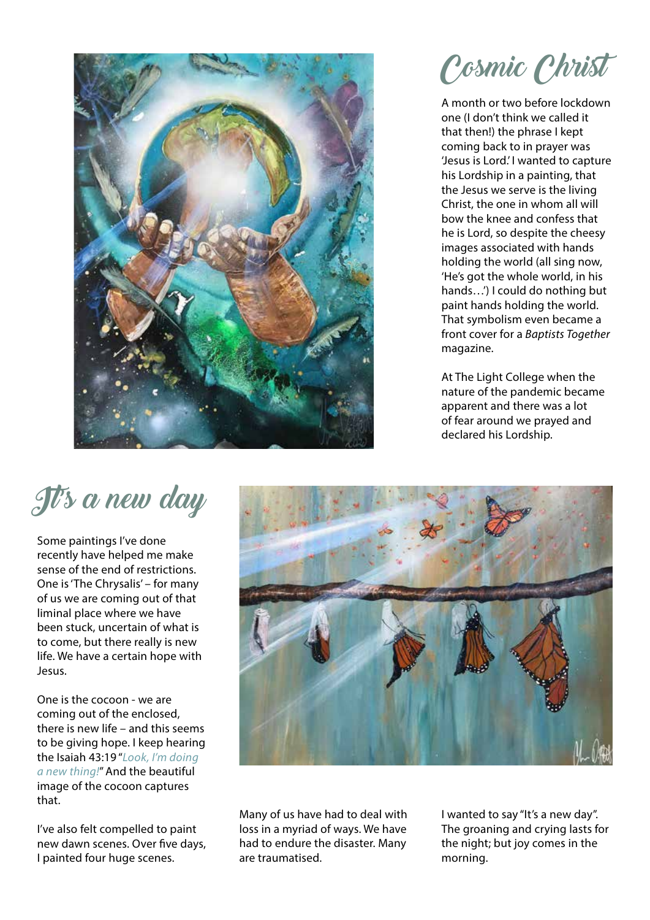## Cosmic Christ

A month or two before lockdown one (I don't think we called it that then!) the phrase I kept coming back to in prayer was 'Jesus is Lord.' I wanted to capture his Lordship in a painting, that the Jesus we serve is the living Christ, the one in whom all will bow the knee and confess that he is Lord, so despite the cheesy images associated with hands holding the world (all sing now, 'He's got the whole world, in his hands…') I could do nothing but paint hands holding the world. That symbolism even became a front cover for a *Baptists Together* magazine.

At The Light College when the nature of the pandemic became apparent and there was a lot of fear around we prayed and declared his Lordship.

## It's a new day

Some paintings I've done recently have helped me make sense of the end of restrictions. One is 'The Chrysalis' – for many of us we are coming out of that liminal place where we have been stuck, uncertain of what is to come, but there really is new life. We have a certain hope with Jesus.

One is the cocoon - we are coming out of the enclosed, there is new life – and this seems to be giving hope. I keep hearing the Isaiah 43:19 "*Look, I'm doing a new thing!*" And the beautiful image of the cocoon captures that.

I've also felt compelled to paint new dawn scenes. Over five days, I painted four huge scenes.

Many of us have had to deal with loss in a myriad of ways. We have had to endure the disaster. Many are traumatised.

I wanted to say "It's a new day". The groaning and crying lasts for the night; but joy comes in the morning.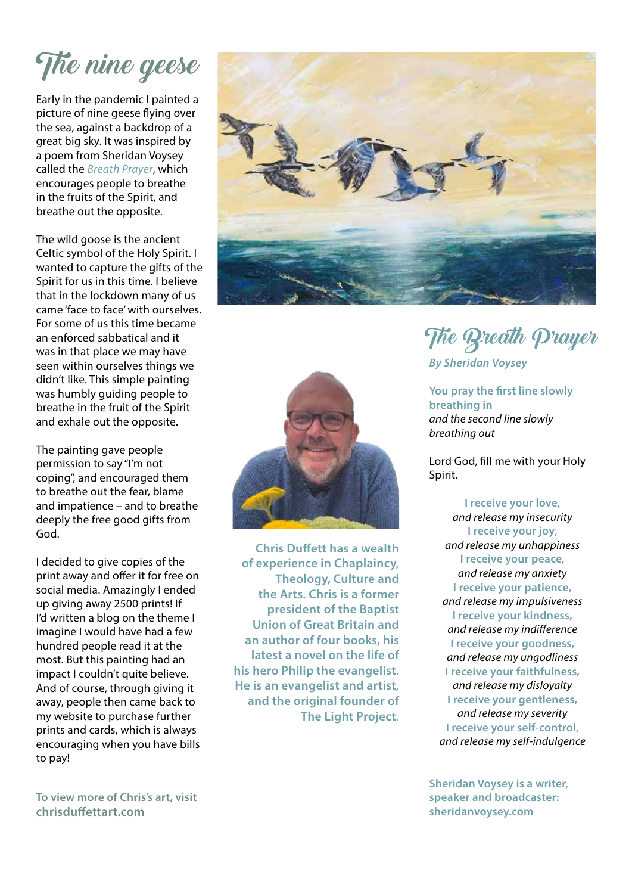# The nine geese

Early in the pandemic I painted a picture of nine geese flying over the sea, against a backdrop of a great big sky. It was inspired by a poem from Sheridan Voysey called the *Breath Prayer*, which encourages people to breathe in the fruits of the Spirit, and breathe out the opposite.

The wild goose is the ancient Celtic symbol of the Holy Spirit. I wanted to capture the gifts of the Spirit for us in this time. I believe that in the lockdown many of us came 'face to face' with ourselves. For some of us this time became an enforced sabbatical and it was in that place we may have seen within ourselves things we didn't like. This simple painting was humbly guiding people to breathe in the fruit of the Spirit and exhale out the opposite.

The painting gave people permission to say "I'm not coping", and encouraged them to breathe out the fear, blame and impatience – and to breathe deeply the free good gifts from God.

I decided to give copies of the print away and offer it for free on social media. Amazingly I ended up giving away 2500 prints! If I'd written a blog on the theme I imagine I would have had a few hundred people read it at the most. But this painting had an impact I couldn't quite believe. And of course, through giving it away, people then came back to my website to purchase further prints and cards, which is always encouraging when you have bills to pay!

**To view more of Chris's art, visit chrisduffettart.com**

**Chris Duffett has a wealth of experience in Chaplaincy, Theology, Culture and the Arts. Chris is a former president of the Baptist Union of Great Britain and an author of four books, his latest a novel on the life of his hero Philip the evangelist. He is an evangelist and artist, and the original founder of The Light Project.**

## The Breath Prayer

***By Sheridan Voysey***

**You pray the first line slowly breathing in**
*and the second line slowly breathing out*

Lord God, fill me with your Holy Spirit.

**I receive your love,**
*and release my insecurity*
**I receive your joy,**
*and release my unhappiness*
**I receive your peace,**
*and release my anxiety*
**I receive your patience,**
*and release my impulsiveness*
**I receive your kindness,**
*and release my indifference*
**I receive your goodness,**
*and release my ungodliness*
**I receive your faithfulness,**
*and release my disloyalty*
**I receive your gentleness,**
*and release my severity*
**I receive your self-control,**
*and release my self-indulgence*

**Sheridan Voysey is a writer, speaker and broadcaster: sheridanvoysey.com**